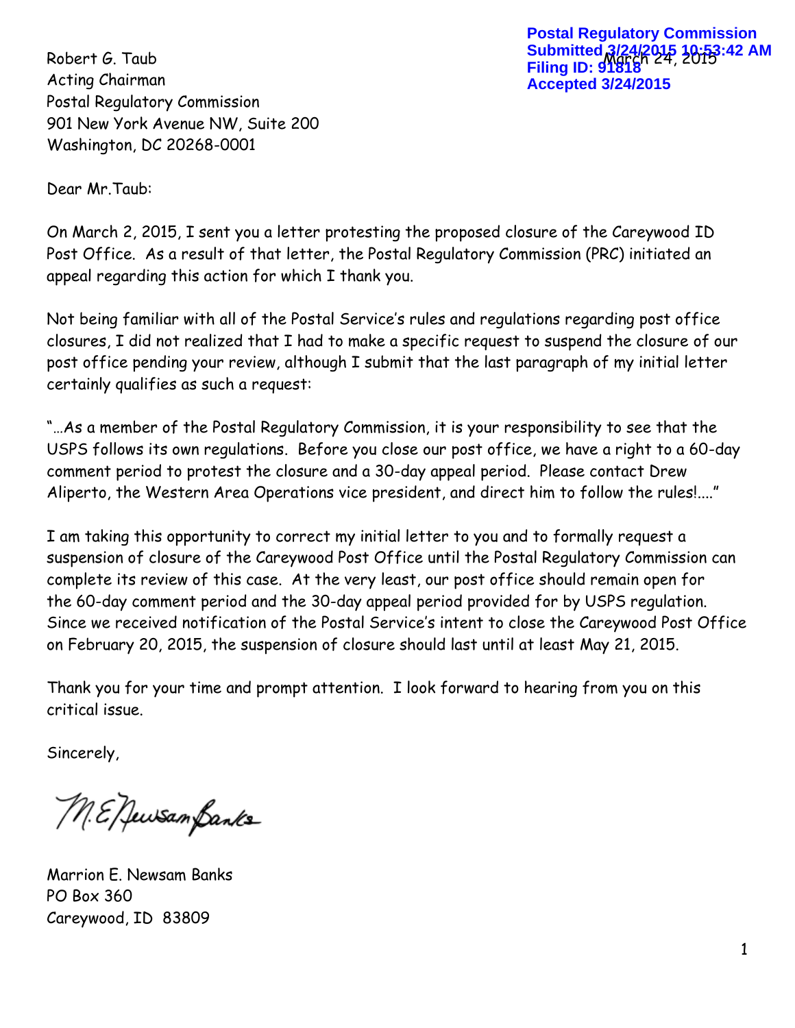Postal Regulatory Commission
Submitted 3/24/2015 10:53:42 AM
Filing ID: 91818
Accepted 3/24/2015

March 24, 2015

Robert G. Taub
Acting Chairman
Postal Regulatory Commission
901 New York Avenue NW, Suite 200
Washington, DC 20268-0001

Dear Mr.Taub:

On March 2, 2015, I sent you a letter protesting the proposed closure of the Careywood ID Post Office. As a result of that letter, the Postal Regulatory Commission (PRC) initiated an appeal regarding this action for which I thank you.

Not being familiar with all of the Postal Service's rules and regulations regarding post office closures, I did not realized that I had to make a specific request to suspend the closure of our post office pending your review, although I submit that the last paragraph of my initial letter certainly qualifies as such a request:

"…As a member of the Postal Regulatory Commission, it is your responsibility to see that the USPS follows its own regulations. Before you close our post office, we have a right to a 60-day comment period to protest the closure and a 30-day appeal period. Please contact Drew Aliperto, the Western Area Operations vice president, and direct him to follow the rules!…."

I am taking this opportunity to correct my initial letter to you and to formally request a suspension of closure of the Careywood Post Office until the Postal Regulatory Commission can complete its review of this case. At the very least, our post office should remain open for the 60-day comment period and the 30-day appeal period provided for by USPS regulation. Since we received notification of the Postal Service's intent to close the Careywood Post Office on February 20, 2015, the suspension of closure should last until at least May 21, 2015.

Thank you for your time and prompt attention. I look forward to hearing from you on this critical issue.

Sincerely,

M.E. Newsam Banks

Marrion E. Newsam Banks
PO Box 360
Careywood, ID 83809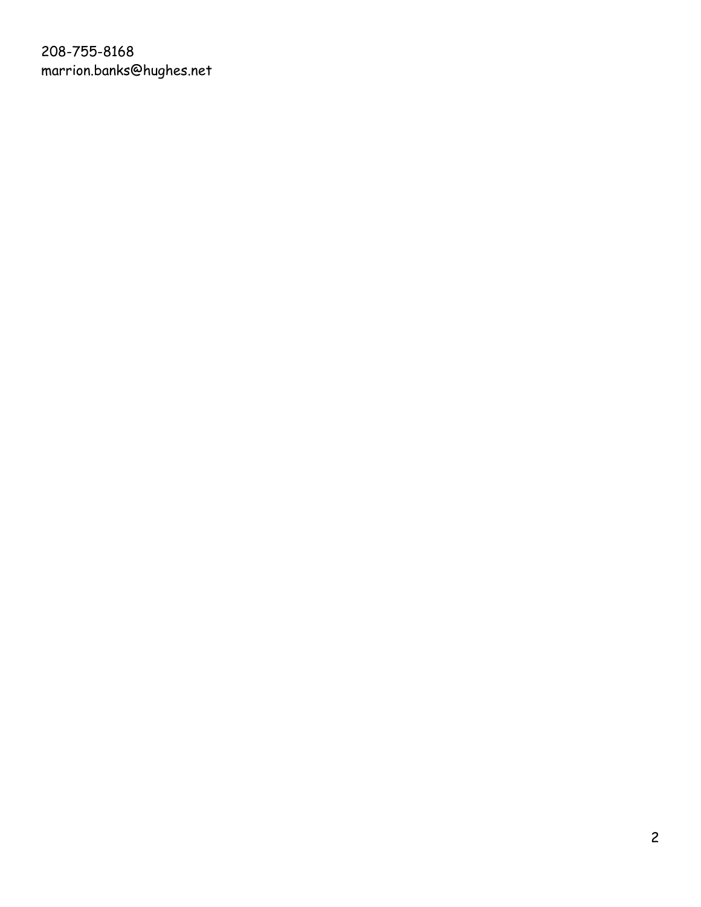208-755-8168
marrion.banks@hughes.net